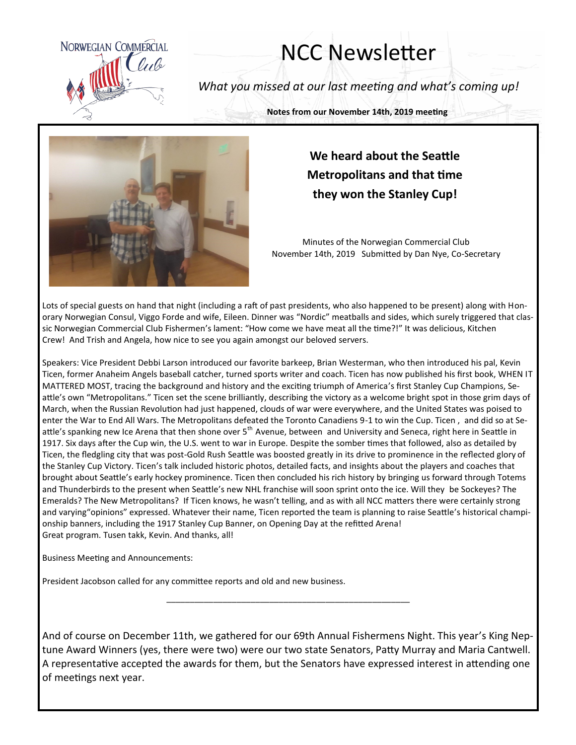# NCC Newsletter

*What you missed at our last meeting and what's coming up!*

**Notes from our November 14th, 2019 meeting**

## We heard about the Seattle Metropolitans and that time they won the Stanley Cup!

Minutes of the Norwegian Commercial Club
November 14th, 2019 Submitted by Dan Nye, Co-Secretary

Lots of special guests on hand that night (including a raft of past presidents, who also happened to be present) along with Honorary Norwegian Consul, Viggo Forde and wife, Eileen. Dinner was "Nordic" meatballs and sides, which surely triggered that classic Norwegian Commercial Club Fishermen's lament: "How come we have meat all the time?!" It was delicious, Kitchen Crew! And Trish and Angela, how nice to see you again amongst our beloved servers.

Speakers: Vice President Debbi Larson introduced our favorite barkeep, Brian Westerman, who then introduced his pal, Kevin Ticen, former Anaheim Angels baseball catcher, turned sports writer and coach. Ticen has now published his first book, WHEN IT MATTERED MOST, tracing the background and history and the exciting triumph of America's first Stanley Cup Champions, Seattle's own "Metropolitans." Ticen set the scene brilliantly, describing the victory as a welcome bright spot in those grim days of March, when the Russian Revolution had just happened, clouds of war were everywhere, and the United States was poised to enter the War to End All Wars. The Metropolitans defeated the Toronto Canadiens 9-1 to win the Cup. Ticen , and did so at Seattle's spanking new Ice Arena that then shone over 5th Avenue, between and University and Seneca, right here in Seattle in 1917. Six days after the Cup win, the U.S. went to war in Europe. Despite the somber times that followed, also as detailed by Ticen, the fledgling city that was post-Gold Rush Seattle was boosted greatly in its drive to prominence in the reflected glory of the Stanley Cup Victory. Ticen's talk included historic photos, detailed facts, and insights about the players and coaches that brought about Seattle's early hockey prominence. Ticen then concluded his rich history by bringing us forward through Totems and Thunderbirds to the present when Seattle's new NHL franchise will soon sprint onto the ice. Will they be Sockeyes? The Emeralds? The New Metropolitans? If Ticen knows, he wasn't telling, and as with all NCC matters there were certainly strong and varying"opinions" expressed. Whatever their name, Ticen reported the team is planning to raise Seattle's historical championship banners, including the 1917 Stanley Cup Banner, on Opening Day at the refitted Arena!
Great program. Tusen takk, Kevin. And thanks, all!

Business Meeting and Announcements:

President Jacobson called for any committee reports and old and new business.

---

And of course on December 11th, we gathered for our 69th Annual Fishermens Night. This year's King Neptune Award Winners (yes, there were two) were our two state Senators, Patty Murray and Maria Cantwell. A representative accepted the awards for them, but the Senators have expressed interest in attending one of meetings next year.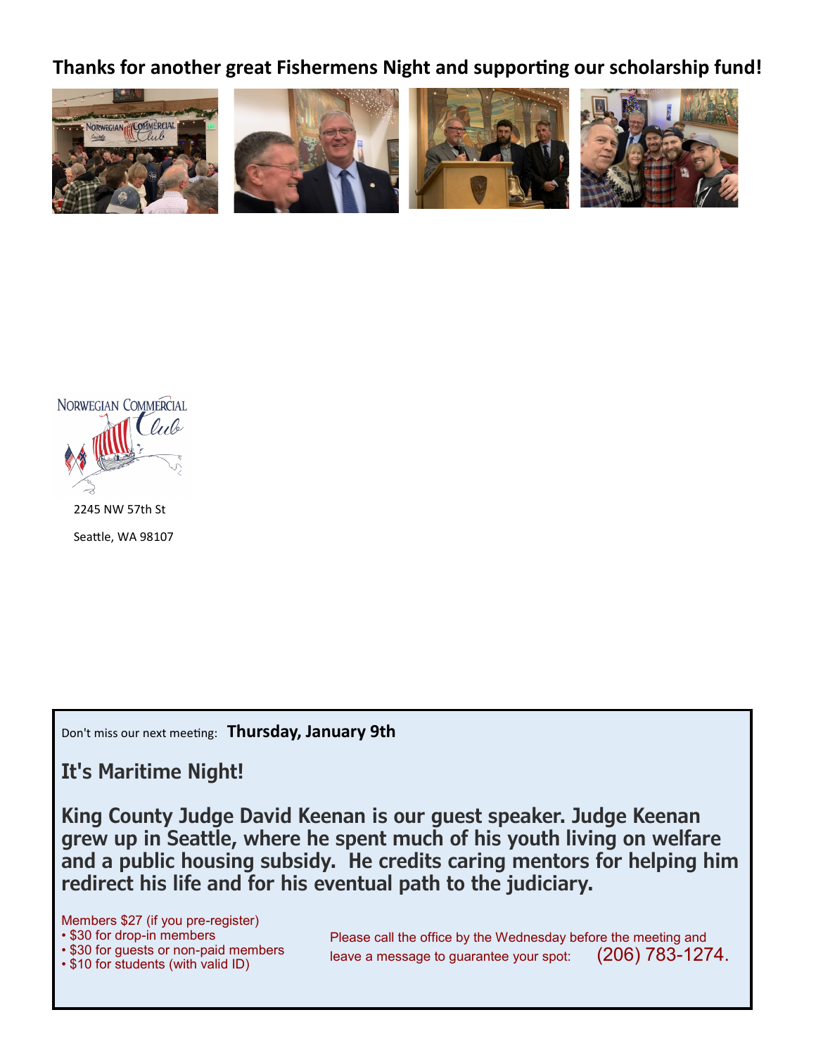**Thanks for another great Fishermens Night and supporting our scholarship fund!**

2245 NW 57th St

Seattle, WA 98107

Don't miss our next meeting: **Thursday, January 9th**

## It's Maritime Night!

**King County Judge David Keenan is our guest speaker. Judge Keenan grew up in Seattle, where he spent much of his youth living on welfare and a public housing subsidy. He credits caring mentors for helping him redirect his life and for his eventual path to the judiciary.**

Members $27 (if you pre-register)

- $30 for drop-in members
- $30 for guests or non-paid members
- $10 for students (with valid ID)

Please call the office by the Wednesday before the meeting and leave a message to guarantee your spot: (206) 783-1274.